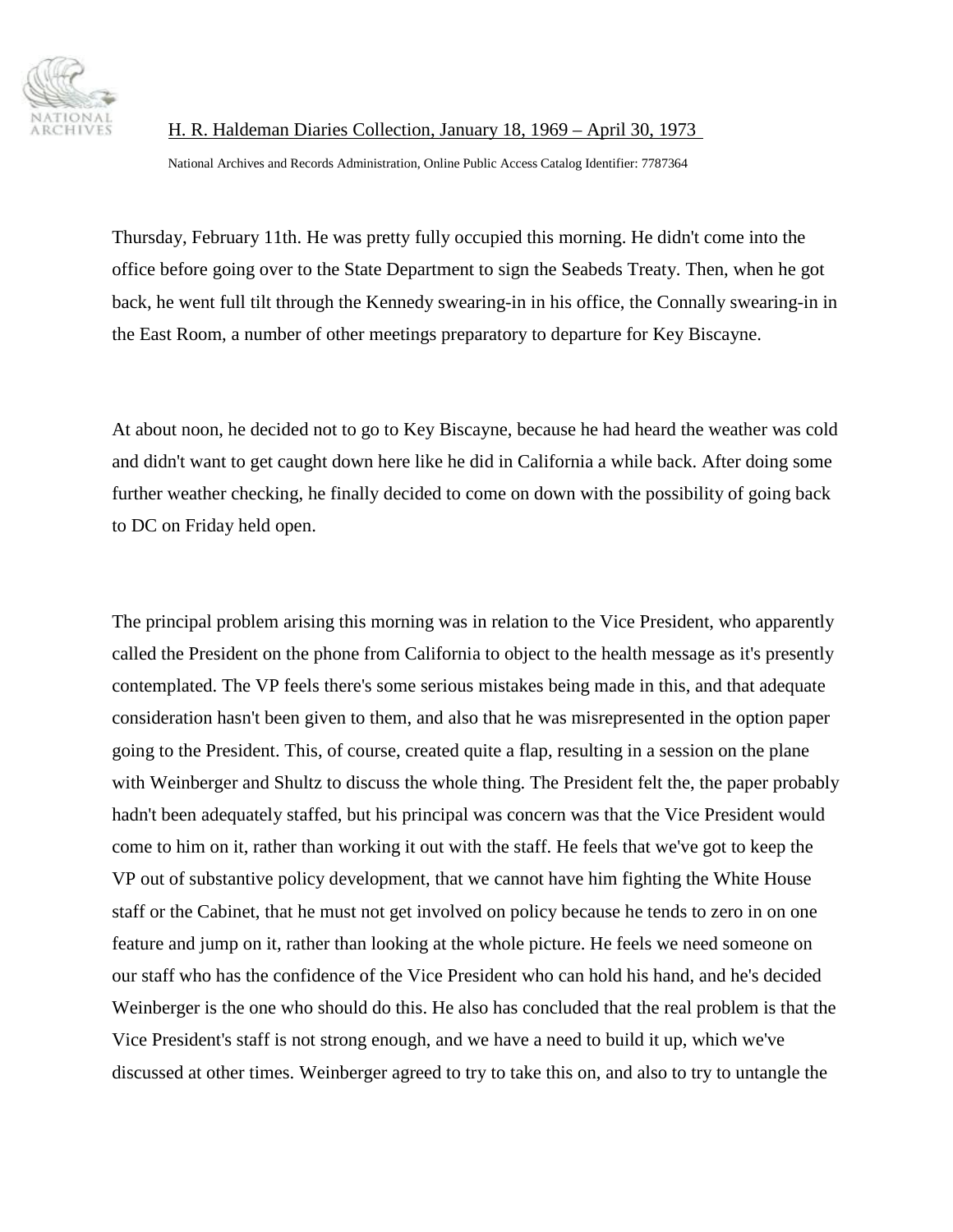H. R. Haldeman Diaries Collection, January 18, 1969 – April 30, 1973

National Archives and Records Administration, Online Public Access Catalog Identifier: 7787364

Thursday, February 11th. He was pretty fully occupied this morning. He didn't come into the office before going over to the State Department to sign the Seabeds Treaty. Then, when he got back, he went full tilt through the Kennedy swearing-in in his office, the Connally swearing-in in the East Room, a number of other meetings preparatory to departure for Key Biscayne.

At about noon, he decided not to go to Key Biscayne, because he had heard the weather was cold and didn't want to get caught down here like he did in California a while back. After doing some further weather checking, he finally decided to come on down with the possibility of going back to DC on Friday held open.

The principal problem arising this morning was in relation to the Vice President, who apparently called the President on the phone from California to object to the health message as it's presently contemplated. The VP feels there's some serious mistakes being made in this, and that adequate consideration hasn't been given to them, and also that he was misrepresented in the option paper going to the President. This, of course, created quite a flap, resulting in a session on the plane with Weinberger and Shultz to discuss the whole thing. The President felt the, the paper probably hadn't been adequately staffed, but his principal was concern was that the Vice President would come to him on it, rather than working it out with the staff. He feels that we've got to keep the VP out of substantive policy development, that we cannot have him fighting the White House staff or the Cabinet, that he must not get involved on policy because he tends to zero in on one feature and jump on it, rather than looking at the whole picture. He feels we need someone on our staff who has the confidence of the Vice President who can hold his hand, and he's decided Weinberger is the one who should do this. He also has concluded that the real problem is that the Vice President's staff is not strong enough, and we have a need to build it up, which we've discussed at other times. Weinberger agreed to try to take this on, and also to try to untangle the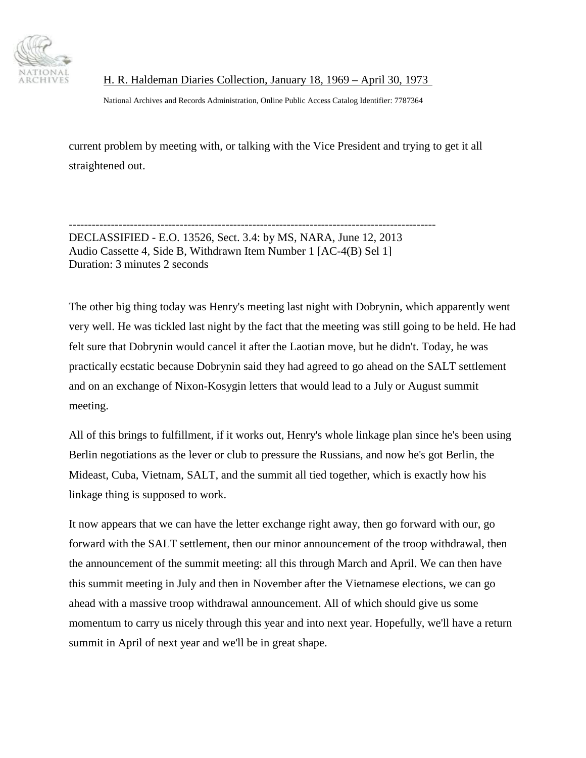current problem by meeting with, or talking with the Vice President and trying to get it all straightened out.

---

DECLASSIFIED - E.O. 13526, Sect. 3.4: by MS, NARA, June 12, 2013
Audio Cassette 4, Side B, Withdrawn Item Number 1 [AC-4(B) Sel 1]
Duration: 3 minutes 2 seconds

The other big thing today was Henry's meeting last night with Dobrynin, which apparently went very well. He was tickled last night by the fact that the meeting was still going to be held. He had felt sure that Dobrynin would cancel it after the Laotian move, but he didn't. Today, he was practically ecstatic because Dobrynin said they had agreed to go ahead on the SALT settlement and on an exchange of Nixon-Kosygin letters that would lead to a July or August summit meeting.

All of this brings to fulfillment, if it works out, Henry's whole linkage plan since he's been using Berlin negotiations as the lever or club to pressure the Russians, and now he's got Berlin, the Mideast, Cuba, Vietnam, SALT, and the summit all tied together, which is exactly how his linkage thing is supposed to work.

It now appears that we can have the letter exchange right away, then go forward with our, go forward with the SALT settlement, then our minor announcement of the troop withdrawal, then the announcement of the summit meeting: all this through March and April. We can then have this summit meeting in July and then in November after the Vietnamese elections, we can go ahead with a massive troop withdrawal announcement. All of which should give us some momentum to carry us nicely through this year and into next year. Hopefully, we'll have a return summit in April of next year and we'll be in great shape.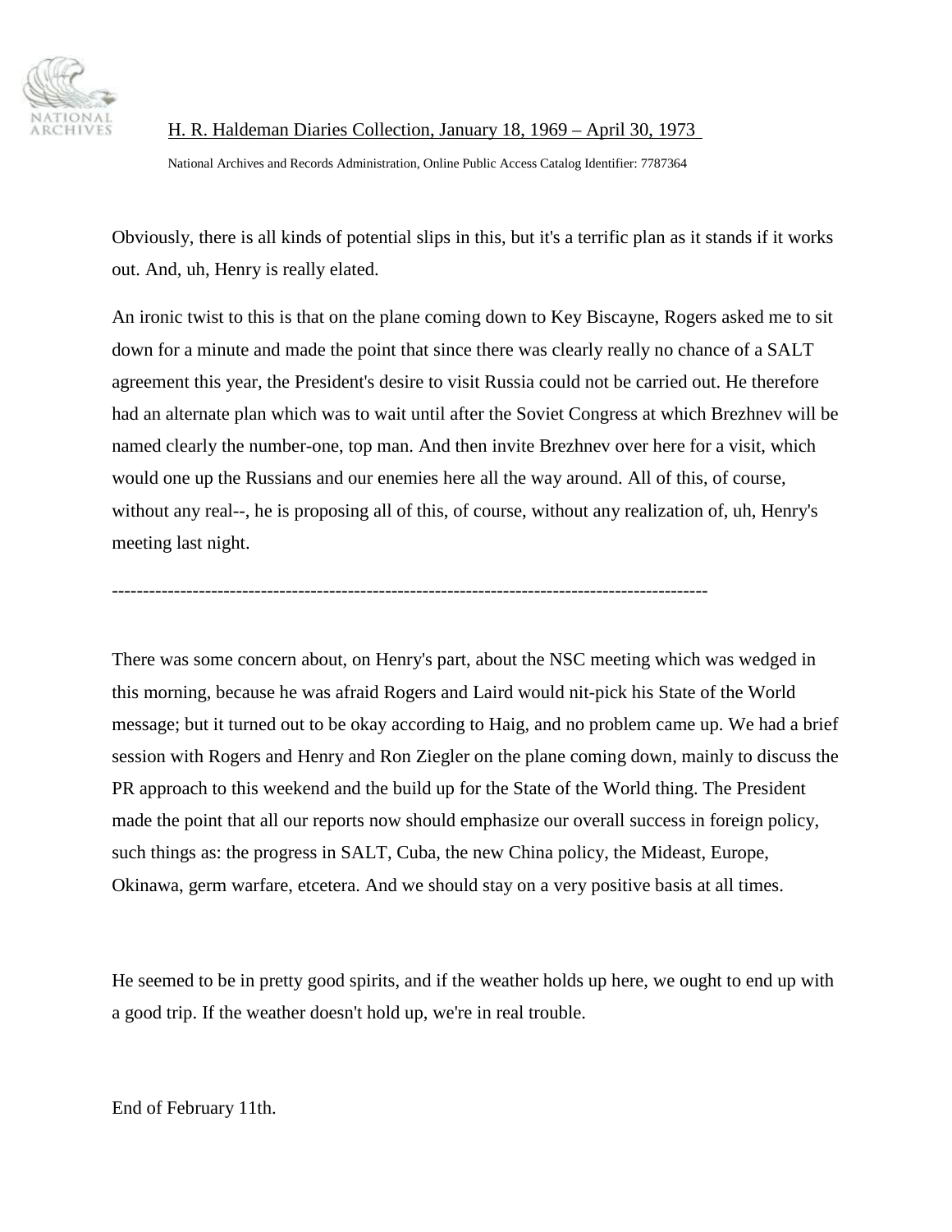Obviously, there is all kinds of potential slips in this, but it's a terrific plan as it stands if it works out. And, uh, Henry is really elated.

An ironic twist to this is that on the plane coming down to Key Biscayne, Rogers asked me to sit down for a minute and made the point that since there was clearly really no chance of a SALT agreement this year, the President's desire to visit Russia could not be carried out. He therefore had an alternate plan which was to wait until after the Soviet Congress at which Brezhnev will be named clearly the number-one, top man. And then invite Brezhnev over here for a visit, which would one up the Russians and our enemies here all the way around. All of this, of course, without any real--, he is proposing all of this, of course, without any realization of, uh, Henry's meeting last night.

------------------------------------------------------------------------------------------------

There was some concern about, on Henry's part, about the NSC meeting which was wedged in this morning, because he was afraid Rogers and Laird would nit-pick his State of the World message; but it turned out to be okay according to Haig, and no problem came up. We had a brief session with Rogers and Henry and Ron Ziegler on the plane coming down, mainly to discuss the PR approach to this weekend and the build up for the State of the World thing. The President made the point that all our reports now should emphasize our overall success in foreign policy, such things as: the progress in SALT, Cuba, the new China policy, the Mideast, Europe, Okinawa, germ warfare, etcetera. And we should stay on a very positive basis at all times.

He seemed to be in pretty good spirits, and if the weather holds up here, we ought to end up with a good trip. If the weather doesn't hold up, we're in real trouble.

End of February 11th.